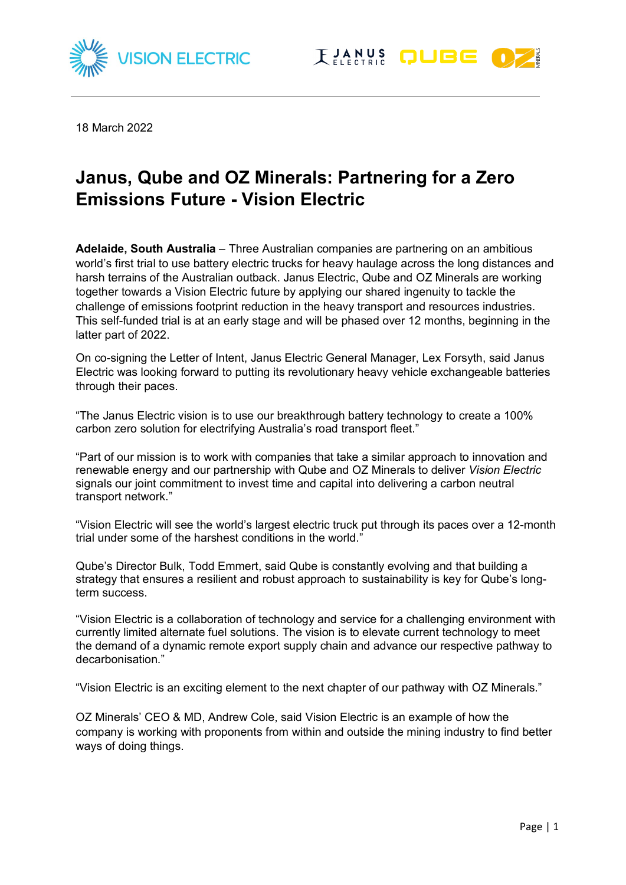18 March 2022

# Janus, Qube and OZ Minerals: Partnering for a Zero Emissions Future - Vision Electric

**Adelaide, South Australia** – Three Australian companies are partnering on an ambitious world's first trial to use battery electric trucks for heavy haulage across the long distances and harsh terrains of the Australian outback. Janus Electric, Qube and OZ Minerals are working together towards a Vision Electric future by applying our shared ingenuity to tackle the challenge of emissions footprint reduction in the heavy transport and resources industries. This self-funded trial is at an early stage and will be phased over 12 months, beginning in the latter part of 2022.

On co-signing the Letter of Intent, Janus Electric General Manager, Lex Forsyth, said Janus Electric was looking forward to putting its revolutionary heavy vehicle exchangeable batteries through their paces.

"The Janus Electric vision is to use our breakthrough battery technology to create a 100% carbon zero solution for electrifying Australia's road transport fleet."

"Part of our mission is to work with companies that take a similar approach to innovation and renewable energy and our partnership with Qube and OZ Minerals to deliver *Vision Electric* signals our joint commitment to invest time and capital into delivering a carbon neutral transport network."

"Vision Electric will see the world's largest electric truck put through its paces over a 12-month trial under some of the harshest conditions in the world."

Qube's Director Bulk, Todd Emmert, said Qube is constantly evolving and that building a strategy that ensures a resilient and robust approach to sustainability is key for Qube's long-term success.

"Vision Electric is a collaboration of technology and service for a challenging environment with currently limited alternate fuel solutions. The vision is to elevate current technology to meet the demand of a dynamic remote export supply chain and advance our respective pathway to decarbonisation."

"Vision Electric is an exciting element to the next chapter of our pathway with OZ Minerals."

OZ Minerals' CEO & MD, Andrew Cole, said Vision Electric is an example of how the company is working with proponents from within and outside the mining industry to find better ways of doing things.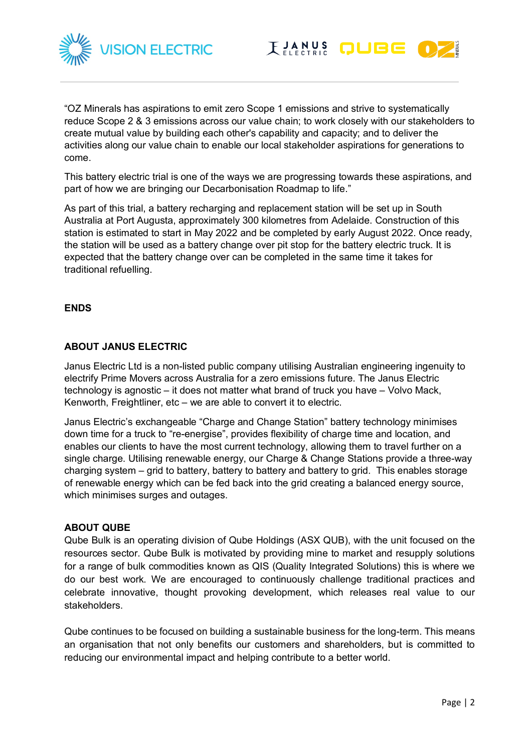"OZ Minerals has aspirations to emit zero Scope 1 emissions and strive to systematically reduce Scope 2 & 3 emissions across our value chain; to work closely with our stakeholders to create mutual value by building each other's capability and capacity; and to deliver the activities along our value chain to enable our local stakeholder aspirations for generations to come.

This battery electric trial is one of the ways we are progressing towards these aspirations, and part of how we are bringing our Decarbonisation Roadmap to life."

As part of this trial, a battery recharging and replacement station will be set up in South Australia at Port Augusta, approximately 300 kilometres from Adelaide. Construction of this station is estimated to start in May 2022 and be completed by early August 2022. Once ready, the station will be used as a battery change over pit stop for the battery electric truck. It is expected that the battery change over can be completed in the same time it takes for traditional refuelling.

**ENDS**

## ABOUT JANUS ELECTRIC

Janus Electric Ltd is a non-listed public company utilising Australian engineering ingenuity to electrify Prime Movers across Australia for a zero emissions future. The Janus Electric technology is agnostic – it does not matter what brand of truck you have – Volvo Mack, Kenworth, Freightliner, etc – we are able to convert it to electric.

Janus Electric's exchangeable "Charge and Change Station" battery technology minimises down time for a truck to "re-energise", provides flexibility of charge time and location, and enables our clients to have the most current technology, allowing them to travel further on a single charge. Utilising renewable energy, our Charge & Change Stations provide a three-way charging system – grid to battery, battery to battery and battery to grid. This enables storage of renewable energy which can be fed back into the grid creating a balanced energy source, which minimises surges and outages.

## ABOUT QUBE

Qube Bulk is an operating division of Qube Holdings (ASX QUB), with the unit focused on the resources sector. Qube Bulk is motivated by providing mine to market and resupply solutions for a range of bulk commodities known as QIS (Quality Integrated Solutions) this is where we do our best work. We are encouraged to continuously challenge traditional practices and celebrate innovative, thought provoking development, which releases real value to our stakeholders.

Qube continues to be focused on building a sustainable business for the long-term. This means an organisation that not only benefits our customers and shareholders, but is committed to reducing our environmental impact and helping contribute to a better world.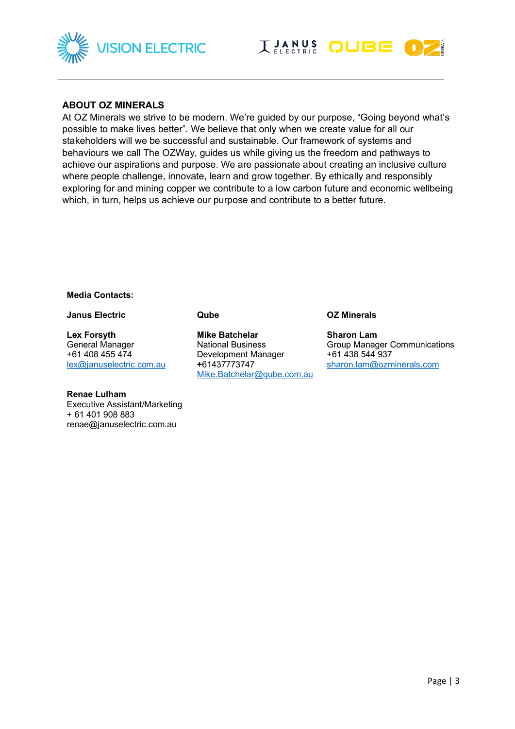## ABOUT OZ MINERALS

At OZ Minerals we strive to be modern. We're guided by our purpose, "Going beyond what's possible to make lives better". We believe that only when we create value for all our stakeholders will we be successful and sustainable. Our framework of systems and behaviours we call The OZWay, guides us while giving us the freedom and pathways to achieve our aspirations and purpose. We are passionate about creating an inclusive culture where people challenge, innovate, learn and grow together. By ethically and responsibly exploring for and mining copper we contribute to a low carbon future and economic wellbeing which, in turn, helps us achieve our purpose and contribute to a better future.

**Media Contacts:**

**Janus Electric**

**Lex Forsyth**
General Manager
+61 408 455 474
lex@januselectric.com.au

**Renae Lulham**
Executive Assistant/Marketing
+ 61 401 908 883
renae@januselectric.com.au

**Qube**

**Mike Batchelar**
National Business Development Manager
**+**61437773747
Mike.Batchelar@qube.com.au

**OZ Minerals**

**Sharon Lam**
Group Manager Communications
+61 438 544 937
sharon.lam@ozminerals.com